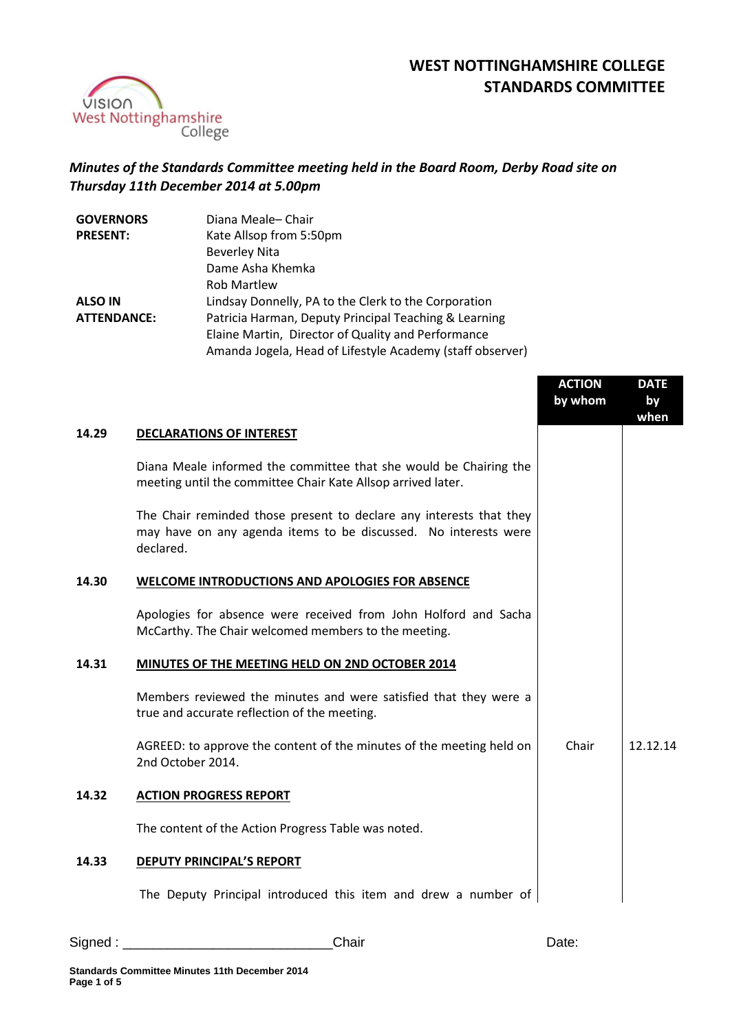# WEST NOTTINGHAMSHIRE COLLEGE
# STANDARDS COMMITTEE

***Minutes of the Standards Committee meeting held in the Board Room, Derby Road site on Thursday 11th December 2014 at 5.00pm***

| | |
|---|---|
| **GOVERNORS PRESENT:** | Diana Meale– Chair<br>Kate Allsop from 5:50pm<br>Beverley Nita<br>Dame Asha Khemka<br>Rob Martlew |
| **ALSO IN ATTENDANCE:** | Lindsay Donnelly, PA to the Clerk to the Corporation<br>Patricia Harman, Deputy Principal Teaching & Learning<br>Elaine Martin, Director of Quality and Performance<br>Amanda Jogela, Head of Lifestyle Academy (staff observer) |

| | | ACTION by whom | DATE by when |
|---|---|---|---|
| **14.29** | **DECLARATIONS OF INTEREST** | | |
| | Diana Meale informed the committee that she would be Chairing the meeting until the committee Chair Kate Allsop arrived later. | | |
| | The Chair reminded those present to declare any interests that they may have on any agenda items to be discussed. No interests were declared. | | |
| **14.30** | **WELCOME INTRODUCTIONS AND APOLOGIES FOR ABSENCE** | | |
| | Apologies for absence were received from John Holford and Sacha McCarthy. The Chair welcomed members to the meeting. | | |
| **14.31** | **MINUTES OF THE MEETING HELD ON 2ND OCTOBER 2014** | | |
| | Members reviewed the minutes and were satisfied that they were a true and accurate reflection of the meeting. | | |
| | AGREED: to approve the content of the minutes of the meeting held on 2nd October 2014. | Chair | 12.12.14 |
| **14.32** | **ACTION PROGRESS REPORT** | | |
| | The content of the Action Progress Table was noted. | | |
| **14.33** | **DEPUTY PRINCIPAL'S REPORT** | | |
| | The Deputy Principal introduced this item and drew a number of | | |

Signed : ___________________________Chair Date: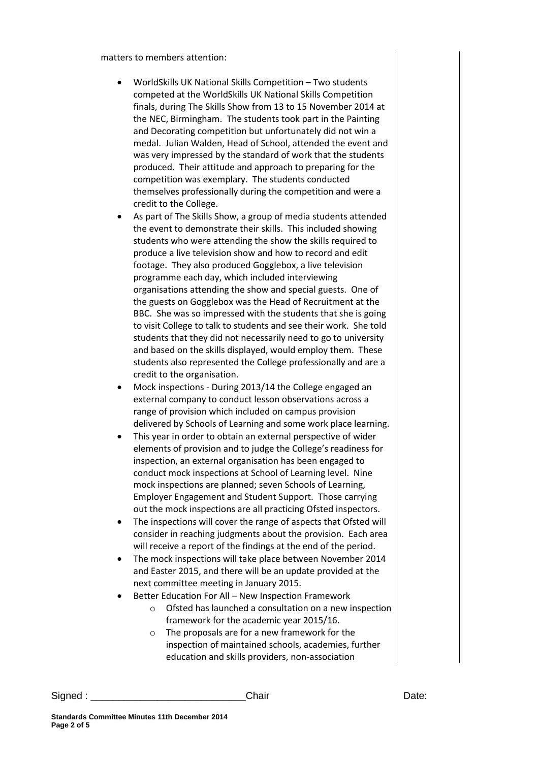matters to members attention:

- WorldSkills UK National Skills Competition – Two students competed at the WorldSkills UK National Skills Competition finals, during The Skills Show from 13 to 15 November 2014 at the NEC, Birmingham. The students took part in the Painting and Decorating competition but unfortunately did not win a medal. Julian Walden, Head of School, attended the event and was very impressed by the standard of work that the students produced. Their attitude and approach to preparing for the competition was exemplary. The students conducted themselves professionally during the competition and were a credit to the College.
- As part of The Skills Show, a group of media students attended the event to demonstrate their skills. This included showing students who were attending the show the skills required to produce a live television show and how to record and edit footage. They also produced Gogglebox, a live television programme each day, which included interviewing organisations attending the show and special guests. One of the guests on Gogglebox was the Head of Recruitment at the BBC. She was so impressed with the students that she is going to visit College to talk to students and see their work. She told students that they did not necessarily need to go to university and based on the skills displayed, would employ them. These students also represented the College professionally and are a credit to the organisation.
- Mock inspections - During 2013/14 the College engaged an external company to conduct lesson observations across a range of provision which included on campus provision delivered by Schools of Learning and some work place learning.
- This year in order to obtain an external perspective of wider elements of provision and to judge the College's readiness for inspection, an external organisation has been engaged to conduct mock inspections at School of Learning level. Nine mock inspections are planned; seven Schools of Learning, Employer Engagement and Student Support. Those carrying out the mock inspections are all practicing Ofsted inspectors.
- The inspections will cover the range of aspects that Ofsted will consider in reaching judgments about the provision. Each area will receive a report of the findings at the end of the period.
- The mock inspections will take place between November 2014 and Easter 2015, and there will be an update provided at the next committee meeting in January 2015.
- Better Education For All – New Inspection Framework
    - Ofsted has launched a consultation on a new inspection framework for the academic year 2015/16.
    - The proposals are for a new framework for the inspection of maintained schools, academies, further education and skills providers, non-association

Signed : ___________________________ Chair Date: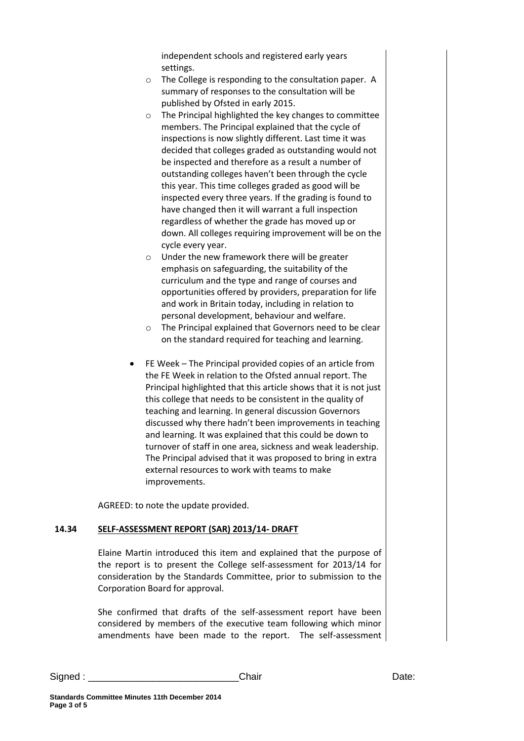independent schools and registered early years settings.

- The College is responding to the consultation paper. A summary of responses to the consultation will be published by Ofsted in early 2015.
- The Principal highlighted the key changes to committee members. The Principal explained that the cycle of inspections is now slightly different. Last time it was decided that colleges graded as outstanding would not be inspected and therefore as a result a number of outstanding colleges haven't been through the cycle this year. This time colleges graded as good will be inspected every three years. If the grading is found to have changed then it will warrant a full inspection regardless of whether the grade has moved up or down. All colleges requiring improvement will be on the cycle every year.
- Under the new framework there will be greater emphasis on safeguarding, the suitability of the curriculum and the type and range of courses and opportunities offered by providers, preparation for life and work in Britain today, including in relation to personal development, behaviour and welfare.
- The Principal explained that Governors need to be clear on the standard required for teaching and learning.

- FE Week – The Principal provided copies of an article from the FE Week in relation to the Ofsted annual report. The Principal highlighted that this article shows that it is not just this college that needs to be consistent in the quality of teaching and learning. In general discussion Governors discussed why there hadn't been improvements in teaching and learning. It was explained that this could be down to turnover of staff in one area, sickness and weak leadership. The Principal advised that it was proposed to bring in extra external resources to work with teams to make improvements.

AGREED: to note the update provided.

**14.34 SELF-ASSESSMENT REPORT (SAR) 2013/14- DRAFT**

Elaine Martin introduced this item and explained that the purpose of the report is to present the College self-assessment for 2013/14 for consideration by the Standards Committee, prior to submission to the Corporation Board for approval.

She confirmed that drafts of the self-assessment report have been considered by members of the executive team following which minor amendments have been made to the report. The self-assessment

Signed : ___________________________Chair Date: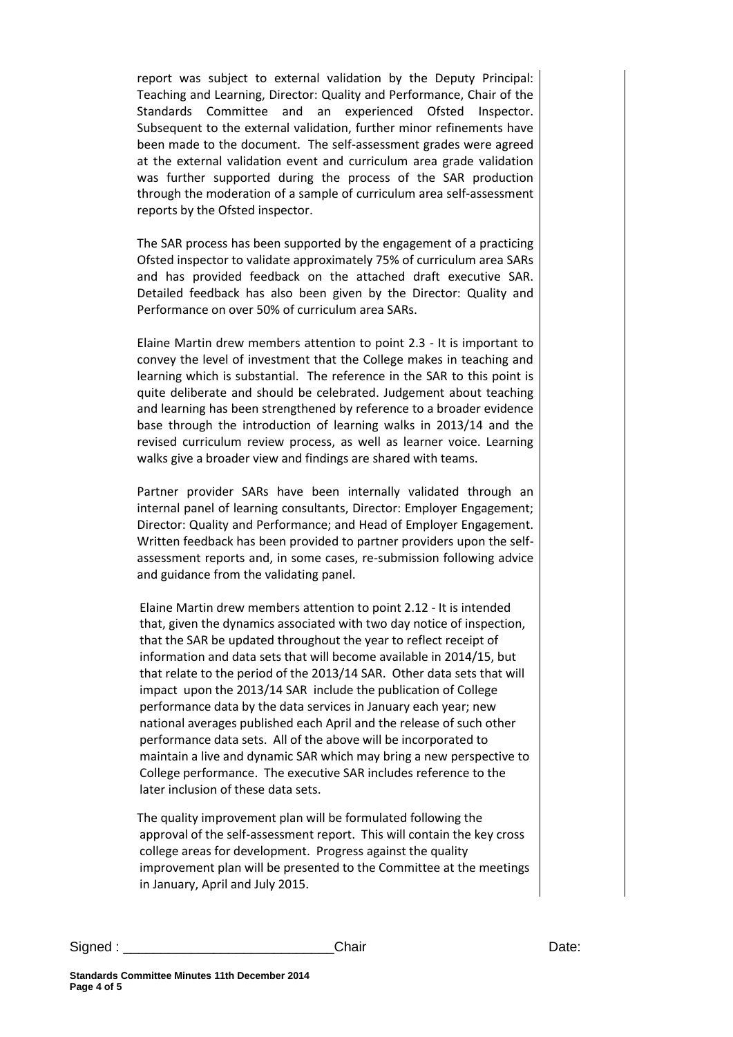report was subject to external validation by the Deputy Principal: Teaching and Learning, Director: Quality and Performance, Chair of the Standards Committee and an experienced Ofsted Inspector. Subsequent to the external validation, further minor refinements have been made to the document. The self-assessment grades were agreed at the external validation event and curriculum area grade validation was further supported during the process of the SAR production through the moderation of a sample of curriculum area self-assessment reports by the Ofsted inspector.

The SAR process has been supported by the engagement of a practicing Ofsted inspector to validate approximately 75% of curriculum area SARs and has provided feedback on the attached draft executive SAR. Detailed feedback has also been given by the Director: Quality and Performance on over 50% of curriculum area SARs.

Elaine Martin drew members attention to point 2.3 - It is important to convey the level of investment that the College makes in teaching and learning which is substantial. The reference in the SAR to this point is quite deliberate and should be celebrated. Judgement about teaching and learning has been strengthened by reference to a broader evidence base through the introduction of learning walks in 2013/14 and the revised curriculum review process, as well as learner voice. Learning walks give a broader view and findings are shared with teams.

Partner provider SARs have been internally validated through an internal panel of learning consultants, Director: Employer Engagement; Director: Quality and Performance; and Head of Employer Engagement. Written feedback has been provided to partner providers upon the self-assessment reports and, in some cases, re-submission following advice and guidance from the validating panel.

Elaine Martin drew members attention to point 2.12 - It is intended that, given the dynamics associated with two day notice of inspection, that the SAR be updated throughout the year to reflect receipt of information and data sets that will become available in 2014/15, but that relate to the period of the 2013/14 SAR. Other data sets that will impact upon the 2013/14 SAR include the publication of College performance data by the data services in January each year; new national averages published each April and the release of such other performance data sets. All of the above will be incorporated to maintain a live and dynamic SAR which may bring a new perspective to College performance. The executive SAR includes reference to the later inclusion of these data sets.

The quality improvement plan will be formulated following the approval of the self-assessment report. This will contain the key cross college areas for development. Progress against the quality improvement plan will be presented to the Committee at the meetings in January, April and July 2015.

Signed : ____________________________Chair Date: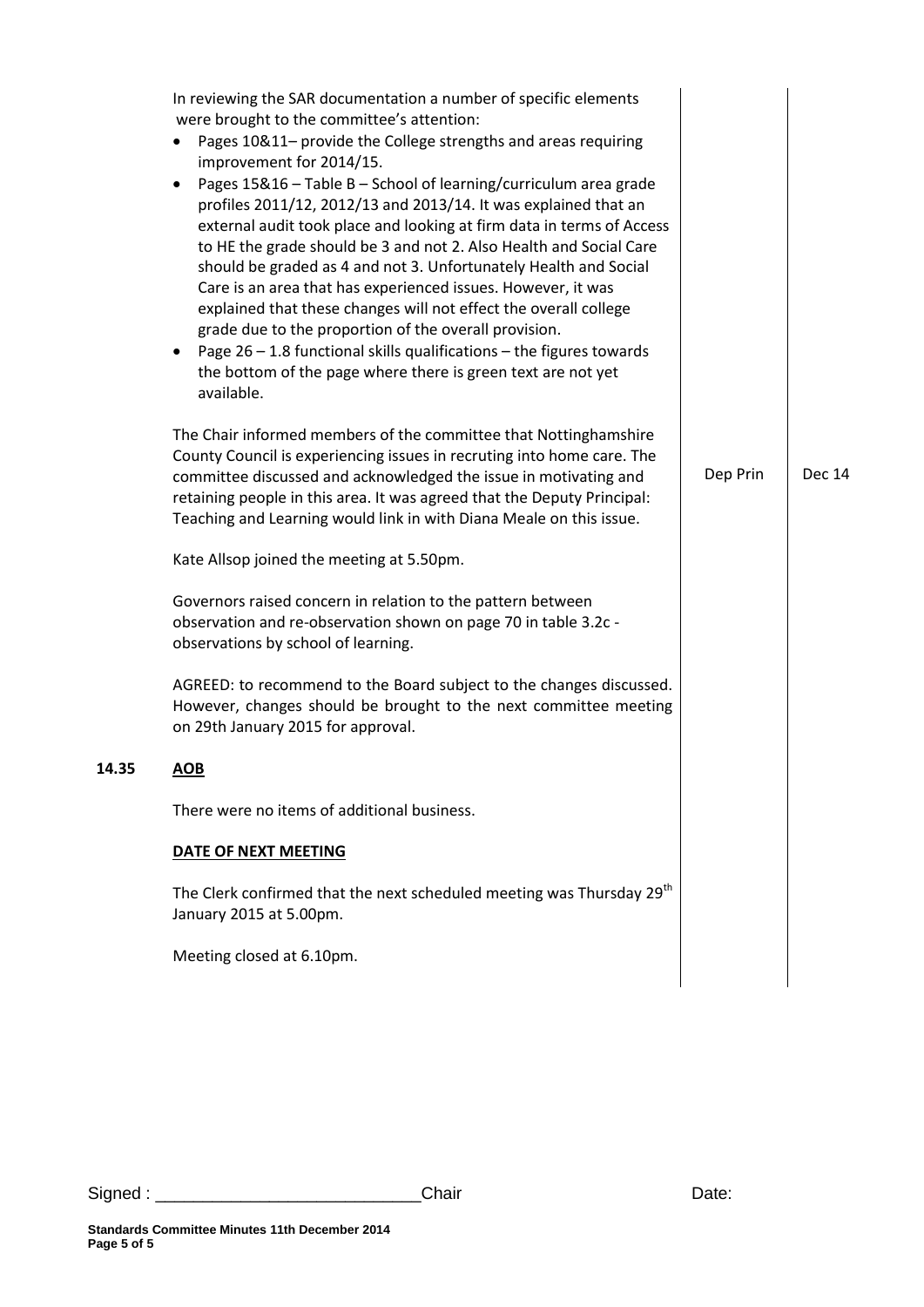| | | | |
|---|---|---|---|
| | In reviewing the SAR documentation a number of specific elements were brought to the committee's attention:<br>• Pages 10&11– provide the College strengths and areas requiring improvement for 2014/15.<br>• Pages 15&16 – Table B – School of learning/curriculum area grade profiles 2011/12, 2012/13 and 2013/14. It was explained that an external audit took place and looking at firm data in terms of Access to HE the grade should be 3 and not 2. Also Health and Social Care should be graded as 4 and not 3. Unfortunately Health and Social Care is an area that has experienced issues. However, it was explained that these changes will not effect the overall college grade due to the proportion of the overall provision.<br>• Page 26 – 1.8 functional skills qualifications – the figures towards the bottom of the page where there is green text are not yet available. | | |
| | The Chair informed members of the committee that Nottinghamshire County Council is experiencing issues in recruting into home care. The committee discussed and acknowledged the issue in motivating and retaining people in this area. It was agreed that the Deputy Principal: Teaching and Learning would link in with Diana Meale on this issue. | Dep Prin | Dec 14 |
| | Kate Allsop joined the meeting at 5.50pm. | | |
| | Governors raised concern in relation to the pattern between observation and re-observation shown on page 70 in table 3.2c - observations by school of learning. | | |
| | AGREED: to recommend to the Board subject to the changes discussed. However, changes should be brought to the next committee meeting on 29th January 2015 for approval. | | |
| **14.35** | **<u>AOB</u>** | | |
| | There were no items of additional business. | | |
| | **<u>DATE OF NEXT MEETING</u>** | | |
| | The Clerk confirmed that the next scheduled meeting was Thursday 29th January 2015 at 5.00pm. | | |
| | Meeting closed at 6.10pm. | | |

Signed : ___________________________Chair Date:

**Standards Committee Minutes 11th December 2014**